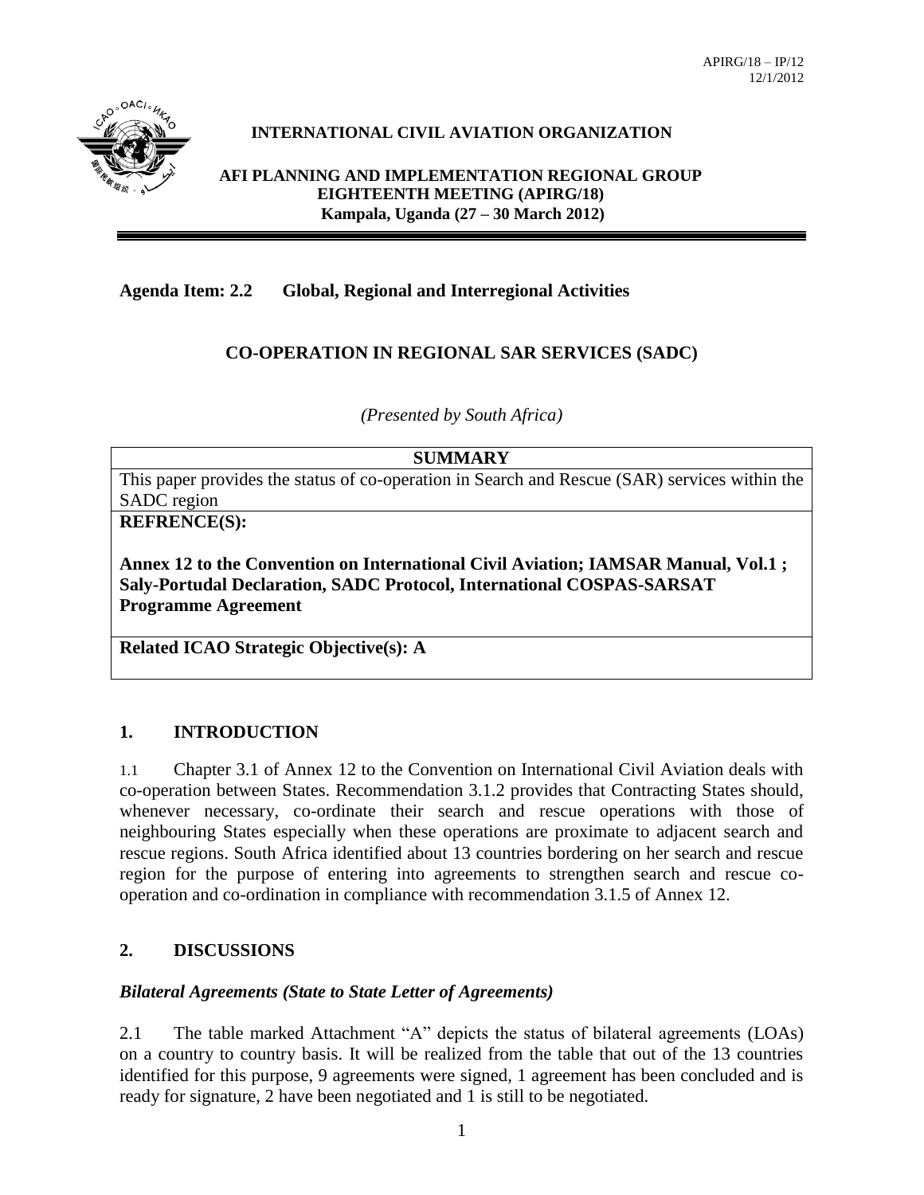APIRG/18 – IP/12
12/1/2012

**INTERNATIONAL CIVIL AVIATION ORGANIZATION**

**AFI PLANNING AND IMPLEMENTATION REGIONAL GROUP EIGHTEENTH MEETING (APIRG/18)**
**Kampala, Uganda (27 – 30 March 2012)**

**Agenda Item: 2.2 Global, Regional and Interregional Activities**

## CO-OPERATION IN REGIONAL SAR SERVICES (SADC)

*(Presented by South Africa)*

| **SUMMARY** |
|---|
| This paper provides the status of co-operation in Search and Rescue (SAR) services within the SADC region |
| **REFRENCE(S):**<br><br>**Annex 12 to the Convention on International Civil Aviation; IAMSAR Manual, Vol.1 ; Saly-Portudal Declaration, SADC Protocol, International COSPAS-SARSAT Programme Agreement** |
| **Related ICAO Strategic Objective(s): A** |

## 1. INTRODUCTION

1.1 Chapter 3.1 of Annex 12 to the Convention on International Civil Aviation deals with co-operation between States. Recommendation 3.1.2 provides that Contracting States should, whenever necessary, co-ordinate their search and rescue operations with those of neighbouring States especially when these operations are proximate to adjacent search and rescue regions. South Africa identified about 13 countries bordering on her search and rescue region for the purpose of entering into agreements to strengthen search and rescue co-operation and co-ordination in compliance with recommendation 3.1.5 of Annex 12.

## 2. DISCUSSIONS

### *Bilateral Agreements (State to State Letter of Agreements)*

2.1 The table marked Attachment "A" depicts the status of bilateral agreements (LOAs) on a country to country basis. It will be realized from the table that out of the 13 countries identified for this purpose, 9 agreements were signed, 1 agreement has been concluded and is ready for signature, 2 have been negotiated and 1 is still to be negotiated.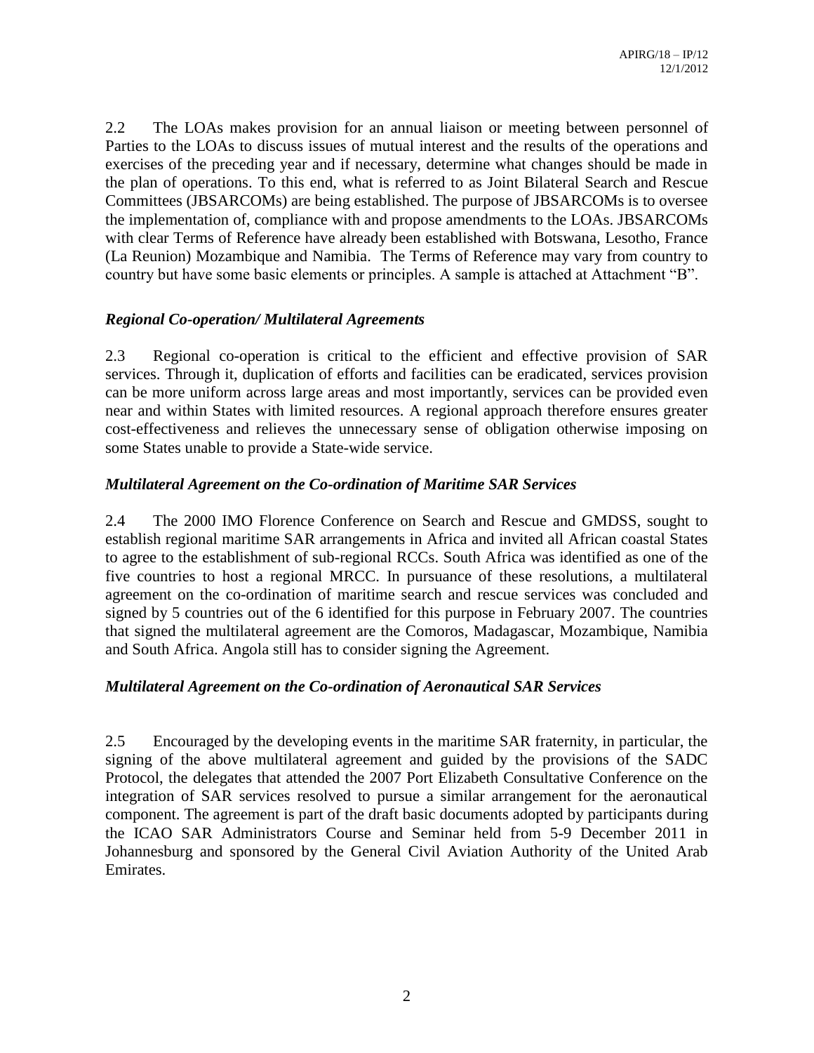2.2 The LOAs makes provision for an annual liaison or meeting between personnel of Parties to the LOAs to discuss issues of mutual interest and the results of the operations and exercises of the preceding year and if necessary, determine what changes should be made in the plan of operations. To this end, what is referred to as Joint Bilateral Search and Rescue Committees (JBSARCOMs) are being established. The purpose of JBSARCOMs is to oversee the implementation of, compliance with and propose amendments to the LOAs. JBSARCOMs with clear Terms of Reference have already been established with Botswana, Lesotho, France (La Reunion) Mozambique and Namibia. The Terms of Reference may vary from country to country but have some basic elements or principles. A sample is attached at Attachment "B".

***Regional Co-operation/ Multilateral Agreements***

2.3 Regional co-operation is critical to the efficient and effective provision of SAR services. Through it, duplication of efforts and facilities can be eradicated, services provision can be more uniform across large areas and most importantly, services can be provided even near and within States with limited resources. A regional approach therefore ensures greater cost-effectiveness and relieves the unnecessary sense of obligation otherwise imposing on some States unable to provide a State-wide service.

***Multilateral Agreement on the Co-ordination of Maritime SAR Services***

2.4 The 2000 IMO Florence Conference on Search and Rescue and GMDSS, sought to establish regional maritime SAR arrangements in Africa and invited all African coastal States to agree to the establishment of sub-regional RCCs. South Africa was identified as one of the five countries to host a regional MRCC. In pursuance of these resolutions, a multilateral agreement on the co-ordination of maritime search and rescue services was concluded and signed by 5 countries out of the 6 identified for this purpose in February 2007. The countries that signed the multilateral agreement are the Comoros, Madagascar, Mozambique, Namibia and South Africa. Angola still has to consider signing the Agreement.

***Multilateral Agreement on the Co-ordination of Aeronautical SAR Services***

2.5 Encouraged by the developing events in the maritime SAR fraternity, in particular, the signing of the above multilateral agreement and guided by the provisions of the SADC Protocol, the delegates that attended the 2007 Port Elizabeth Consultative Conference on the integration of SAR services resolved to pursue a similar arrangement for the aeronautical component. The agreement is part of the draft basic documents adopted by participants during the ICAO SAR Administrators Course and Seminar held from 5-9 December 2011 in Johannesburg and sponsored by the General Civil Aviation Authority of the United Arab Emirates.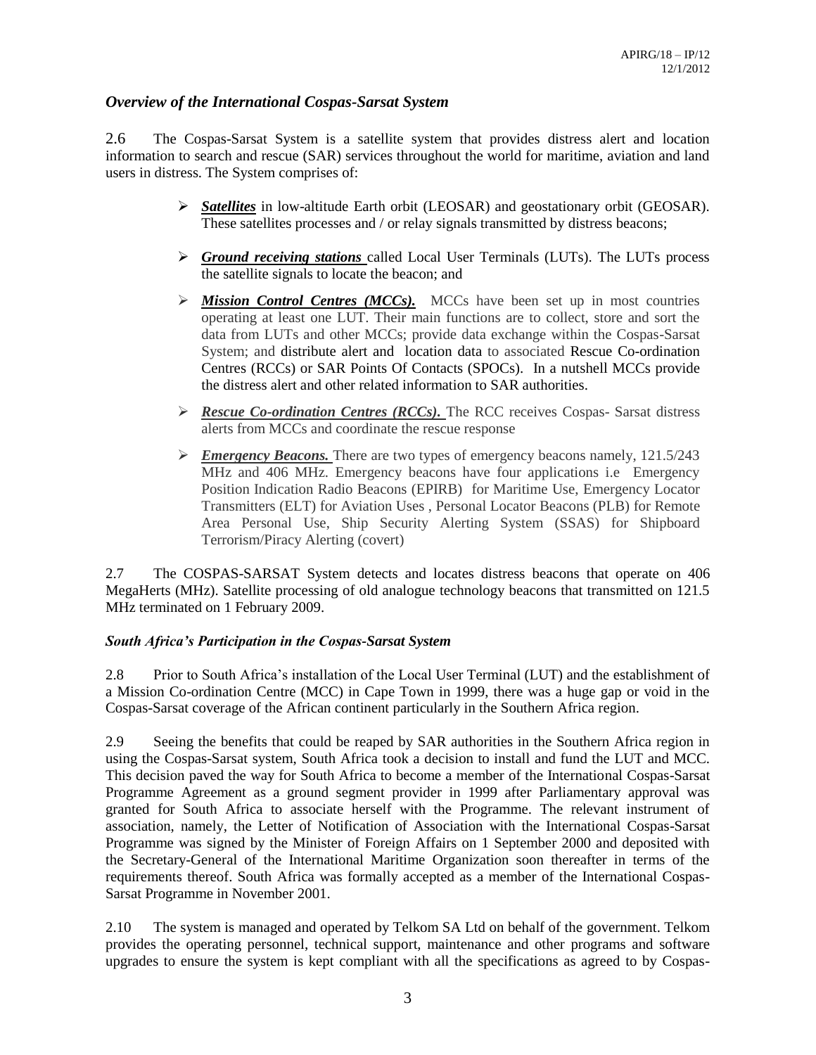### *Overview of the International Cospas-Sarsat System*

2.6 The Cospas-Sarsat System is a satellite system that provides distress alert and location information to search and rescue (SAR) services throughout the world for maritime, aviation and land users in distress. The System comprises of:

- ***Satellites*** in low-altitude Earth orbit (LEOSAR) and geostationary orbit (GEOSAR). These satellites processes and / or relay signals transmitted by distress beacons;
- ***Ground receiving stations*** called Local User Terminals (LUTs). The LUTs process the satellite signals to locate the beacon; and
- ***Mission Control Centres (MCCs).*** MCCs have been set up in most countries operating at least one LUT. Their main functions are to collect, store and sort the data from LUTs and other MCCs; provide data exchange within the Cospas-Sarsat System; and distribute alert and location data to associated Rescue Co-ordination Centres (RCCs) or SAR Points Of Contacts (SPOCs). In a nutshell MCCs provide the distress alert and other related information to SAR authorities.
- ***Rescue Co-ordination Centres (RCCs).*** The RCC receives Cospas- Sarsat distress alerts from MCCs and coordinate the rescue response
- ***Emergency Beacons.*** There are two types of emergency beacons namely, 121.5/243 MHz and 406 MHz. Emergency beacons have four applications i.e Emergency Position Indication Radio Beacons (EPIRB) for Maritime Use, Emergency Locator Transmitters (ELT) for Aviation Uses , Personal Locator Beacons (PLB) for Remote Area Personal Use, Ship Security Alerting System (SSAS) for Shipboard Terrorism/Piracy Alerting (covert)

2.7 The COSPAS-SARSAT System detects and locates distress beacons that operate on 406 MegaHerts (MHz). Satellite processing of old analogue technology beacons that transmitted on 121.5 MHz terminated on 1 February 2009.

### *South Africa's Participation in the Cospas-Sarsat System*

2.8 Prior to South Africa's installation of the Local User Terminal (LUT) and the establishment of a Mission Co-ordination Centre (MCC) in Cape Town in 1999, there was a huge gap or void in the Cospas-Sarsat coverage of the African continent particularly in the Southern Africa region.

2.9 Seeing the benefits that could be reaped by SAR authorities in the Southern Africa region in using the Cospas-Sarsat system, South Africa took a decision to install and fund the LUT and MCC. This decision paved the way for South Africa to become a member of the International Cospas-Sarsat Programme Agreement as a ground segment provider in 1999 after Parliamentary approval was granted for South Africa to associate herself with the Programme. The relevant instrument of association, namely, the Letter of Notification of Association with the International Cospas-Sarsat Programme was signed by the Minister of Foreign Affairs on 1 September 2000 and deposited with the Secretary-General of the International Maritime Organization soon thereafter in terms of the requirements thereof. South Africa was formally accepted as a member of the International Cospas-Sarsat Programme in November 2001.

2.10 The system is managed and operated by Telkom SA Ltd on behalf of the government. Telkom provides the operating personnel, technical support, maintenance and other programs and software upgrades to ensure the system is kept compliant with all the specifications as agreed to by Cospas-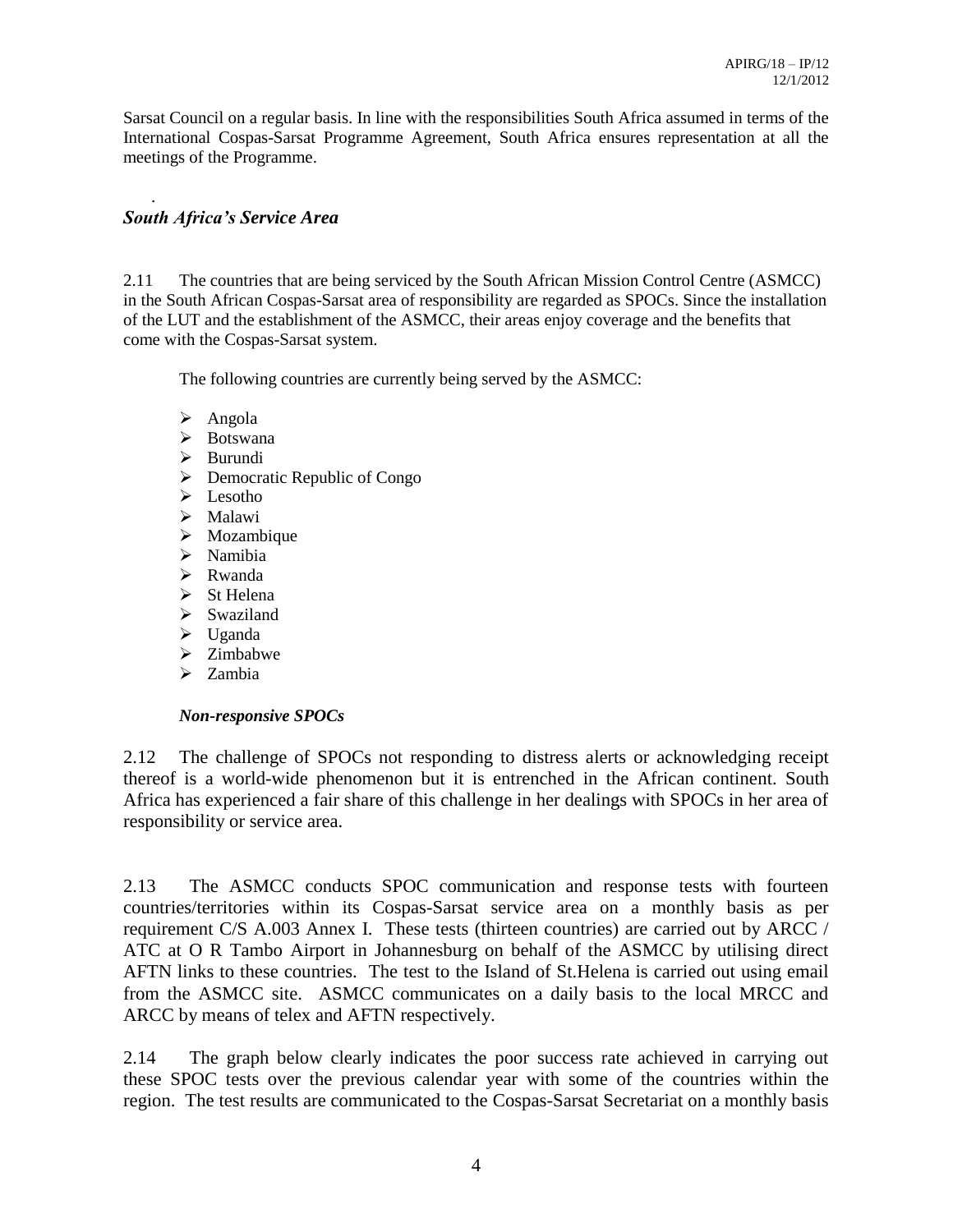Sarsat Council on a regular basis. In line with the responsibilities South Africa assumed in terms of the International Cospas-Sarsat Programme Agreement, South Africa ensures representation at all the meetings of the Programme.

### *South Africa's Service Area*

2.11 The countries that are being serviced by the South African Mission Control Centre (ASMCC) in the South African Cospas-Sarsat area of responsibility are regarded as SPOCs. Since the installation of the LUT and the establishment of the ASMCC, their areas enjoy coverage and the benefits that come with the Cospas-Sarsat system.

The following countries are currently being served by the ASMCC:

- Angola
- Botswana
- Burundi
- Democratic Republic of Congo
- Lesotho
- Malawi
- Mozambique
- Namibia
- Rwanda
- St Helena
- Swaziland
- Uganda
- Zimbabwe
- Zambia

#### *Non-responsive SPOCs*

2.12 The challenge of SPOCs not responding to distress alerts or acknowledging receipt thereof is a world-wide phenomenon but it is entrenched in the African continent. South Africa has experienced a fair share of this challenge in her dealings with SPOCs in her area of responsibility or service area.

2.13 The ASMCC conducts SPOC communication and response tests with fourteen countries/territories within its Cospas-Sarsat service area on a monthly basis as per requirement C/S A.003 Annex I. These tests (thirteen countries) are carried out by ARCC / ATC at O R Tambo Airport in Johannesburg on behalf of the ASMCC by utilising direct AFTN links to these countries. The test to the Island of St.Helena is carried out using email from the ASMCC site. ASMCC communicates on a daily basis to the local MRCC and ARCC by means of telex and AFTN respectively.

2.14 The graph below clearly indicates the poor success rate achieved in carrying out these SPOC tests over the previous calendar year with some of the countries within the region. The test results are communicated to the Cospas-Sarsat Secretariat on a monthly basis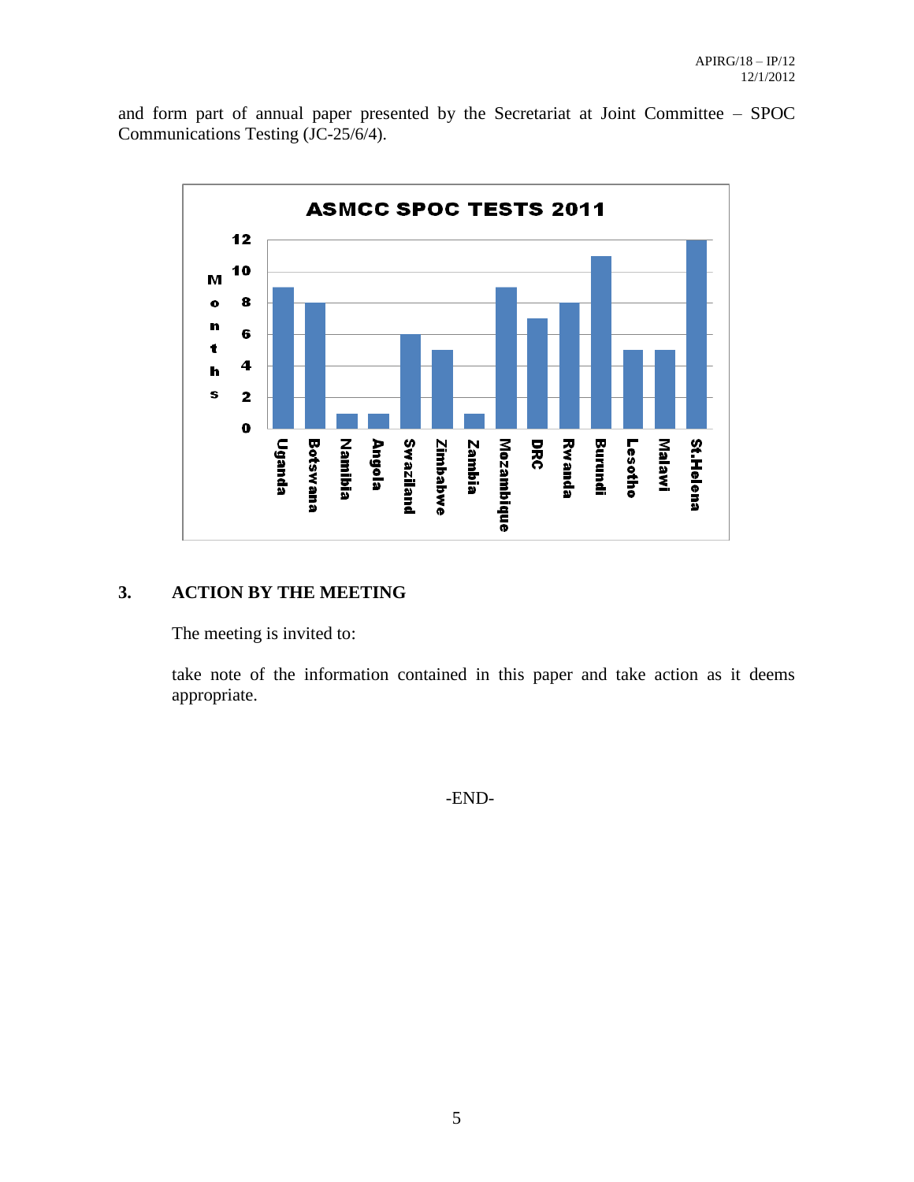and form part of annual paper presented by the Secretariat at Joint Committee – SPOC Communications Testing (JC-25/6/4).

ASMCC SPOC TESTS 2011

Months

12
10
8
6
4
2
0

Uganda
Botswana
Namibia
Angola
Swaziland
Zimbabwe
Zambia
Mozambique
DRC
Rwanda
Burundi
Lesotho
Malawi
St.Helena

## 3. ACTION BY THE MEETING

The meeting is invited to:

take note of the information contained in this paper and take action as it deems appropriate.

-END-